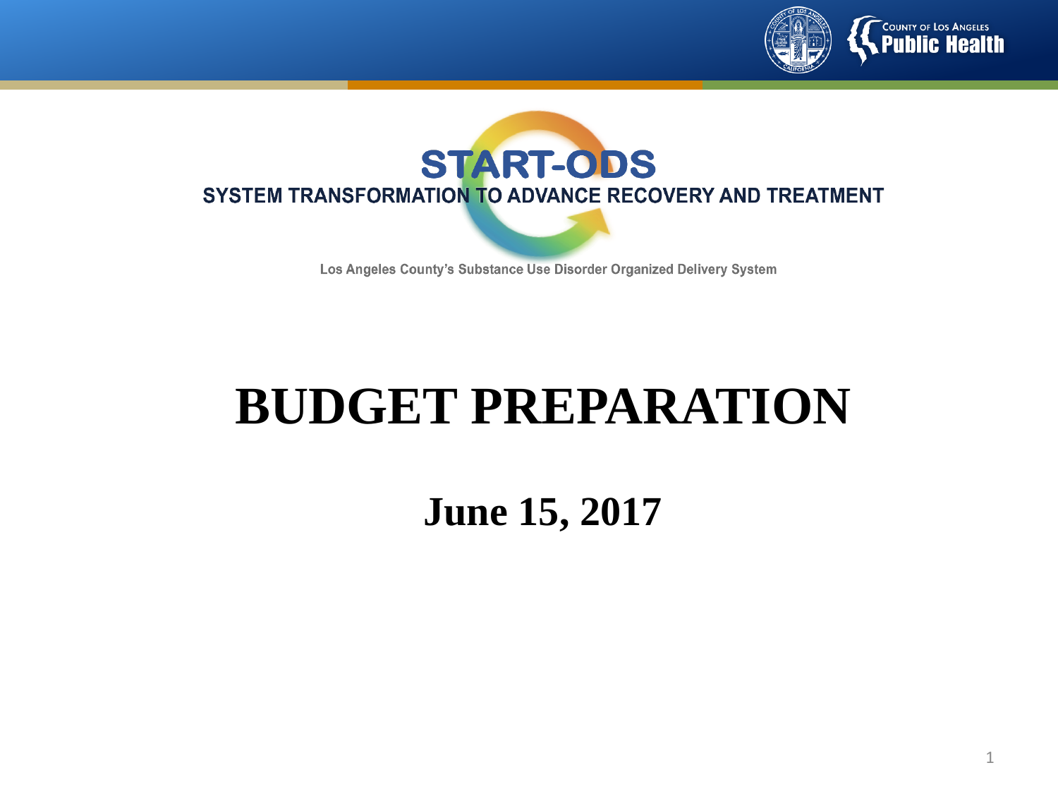COUNTY OF LOS ANGELES
Public Health

START-ODS

SYSTEM TRANSFORMATION TO ADVANCE RECOVERY AND TREATMENT

Los Angeles County's Substance Use Disorder Organized Delivery System

# BUDGET PREPARATION

## June 15, 2017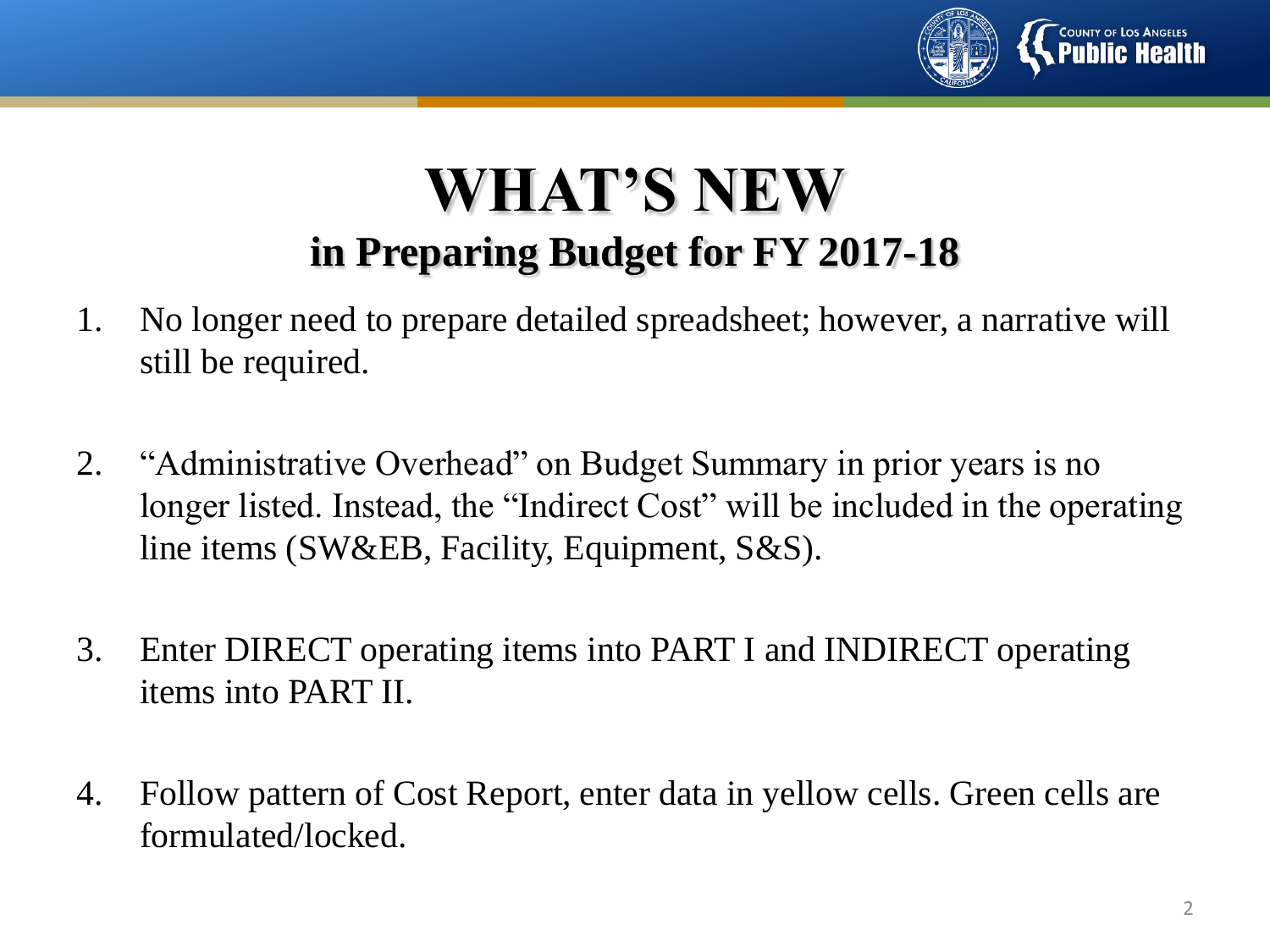# WHAT'S NEW

## in Preparing Budget for FY 2017-18

1. No longer need to prepare detailed spreadsheet; however, a narrative will still be required.

2. "Administrative Overhead" on Budget Summary in prior years is no longer listed. Instead, the "Indirect Cost" will be included in the operating line items (SW&EB, Facility, Equipment, S&S).

3. Enter DIRECT operating items into PART I and INDIRECT operating items into PART II.

4. Follow pattern of Cost Report, enter data in yellow cells. Green cells are formulated/locked.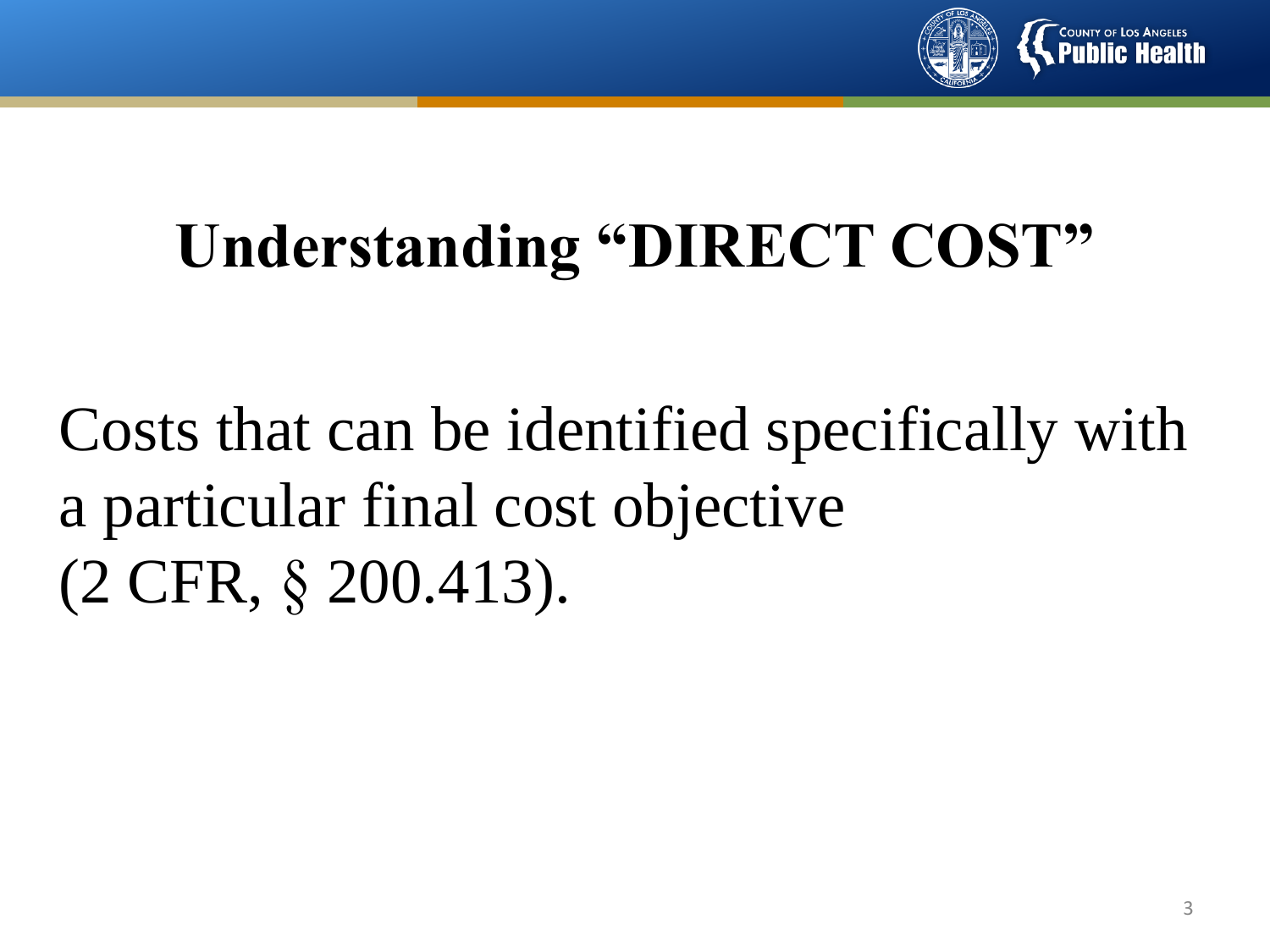# Understanding "DIRECT COST"

Costs that can be identified specifically with a particular final cost objective (2 CFR, § 200.413).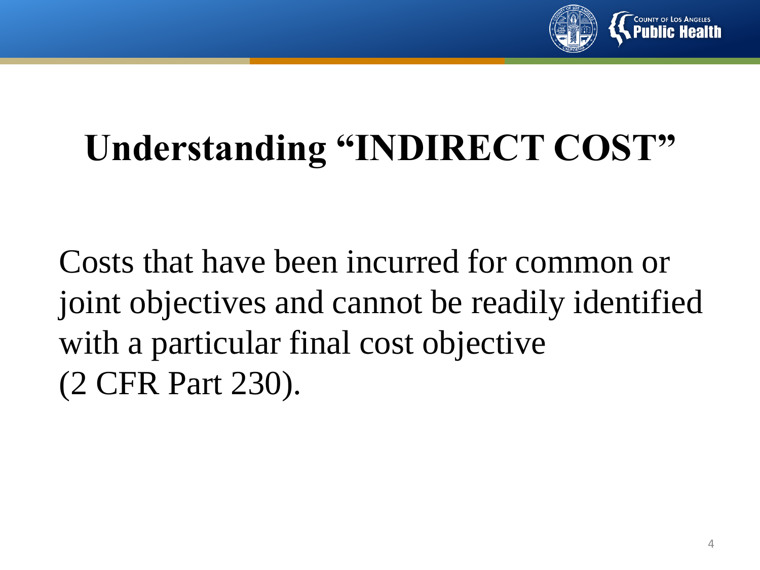# Understanding "INDIRECT COST"

Costs that have been incurred for common or joint objectives and cannot be readily identified with a particular final cost objective (2 CFR Part 230).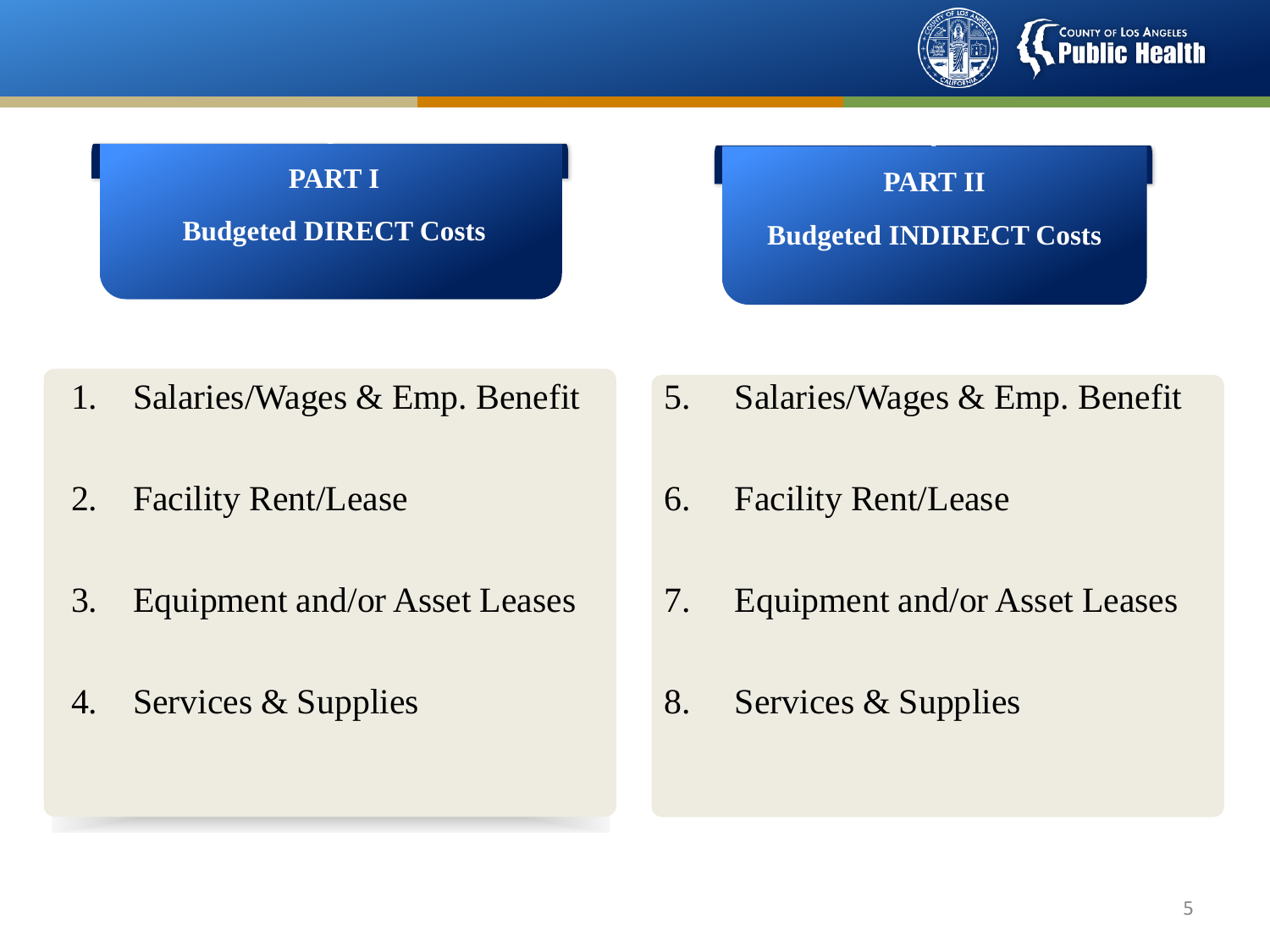## PART I

### Budgeted DIRECT Costs

1. Salaries/Wages & Emp. Benefit
2. Facility Rent/Lease
3. Equipment and/or Asset Leases
4. Services & Supplies

## PART II

### Budgeted INDIRECT Costs

5. Salaries/Wages & Emp. Benefit
6. Facility Rent/Lease
7. Equipment and/or Asset Leases
8. Services & Supplies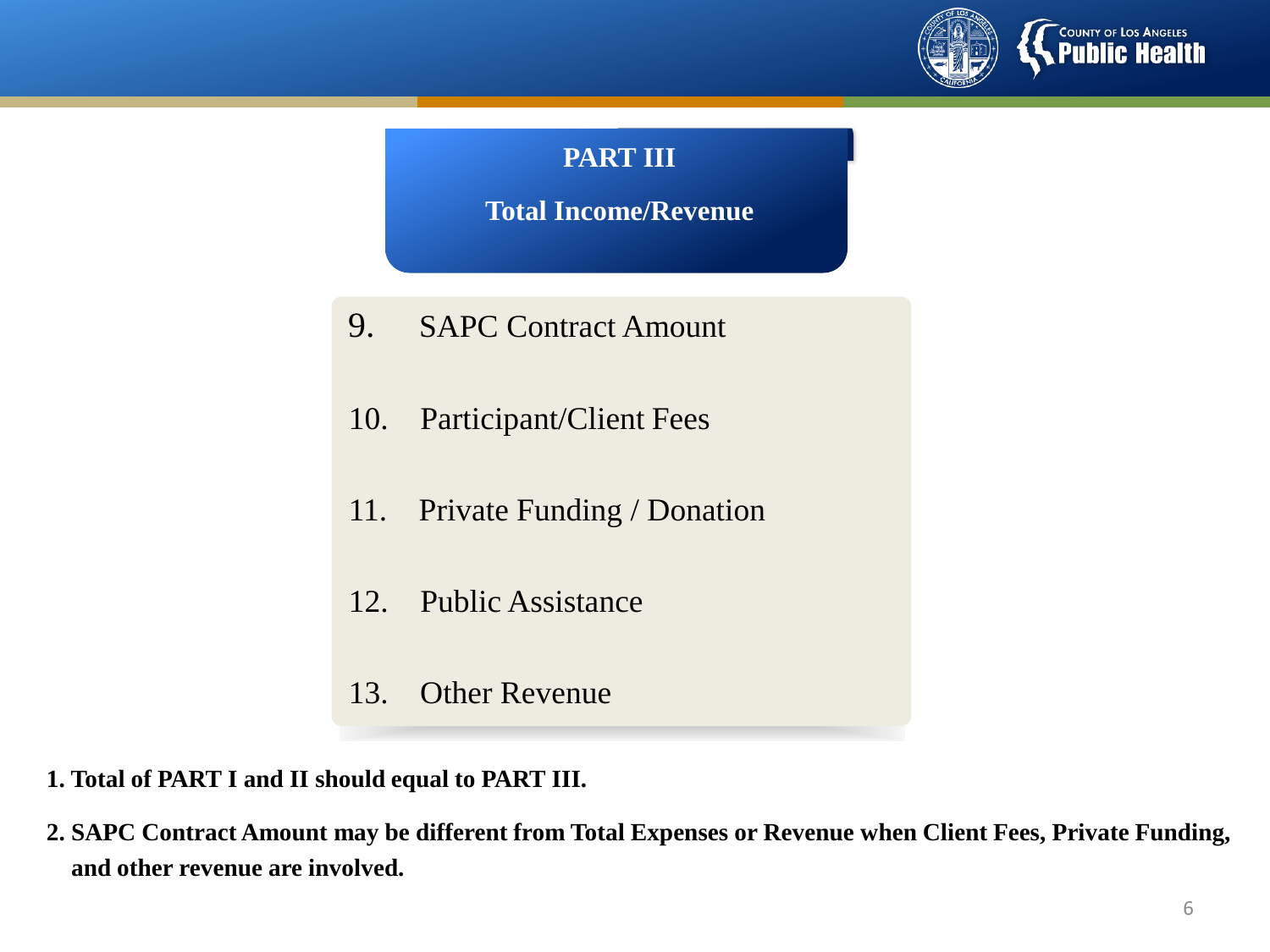## PART III

### Total Income/Revenue

9. SAPC Contract Amount
10. Participant/Client Fees
11. Private Funding / Donation
12. Public Assistance
13. Other Revenue

1. **Total of PART I and II should equal to PART III.**
2. **SAPC Contract Amount may be different from Total Expenses or Revenue when Client Fees, Private Funding, and other revenue are involved.**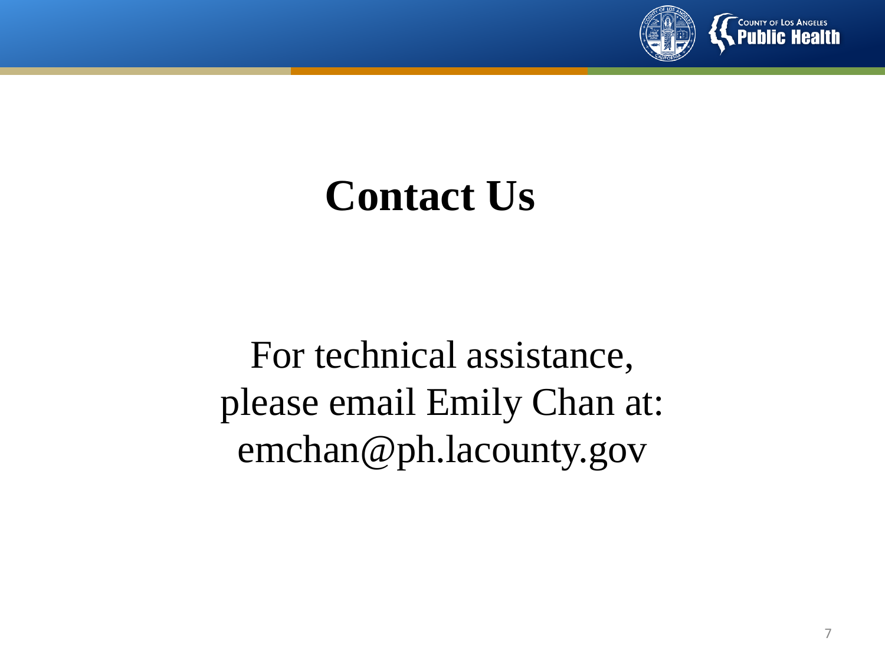# Contact Us

For technical assistance,
please email Emily Chan at:
emchan@ph.lacounty.gov